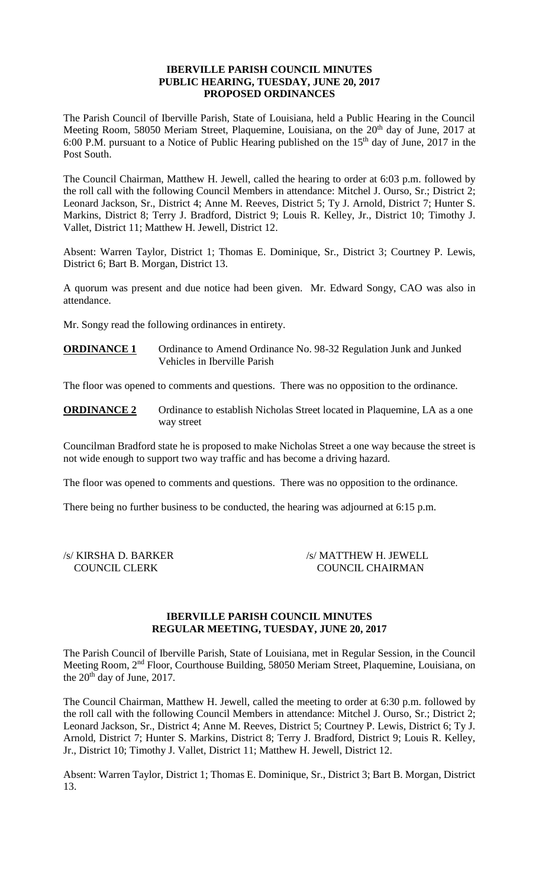# IBERVILLE PARISH COUNCIL MINUTES
## PUBLIC HEARING, TUESDAY, JUNE 20, 2017
## PROPOSED ORDINANCES

The Parish Council of Iberville Parish, State of Louisiana, held a Public Hearing in the Council Meeting Room, 58050 Meriam Street, Plaquemine, Louisiana, on the 20th day of June, 2017 at 6:00 P.M. pursuant to a Notice of Public Hearing published on the 15th day of June, 2017 in the Post South.

The Council Chairman, Matthew H. Jewell, called the hearing to order at 6:03 p.m. followed by the roll call with the following Council Members in attendance: Mitchel J. Ourso, Sr.; District 2; Leonard Jackson, Sr., District 4; Anne M. Reeves, District 5; Ty J. Arnold, District 7; Hunter S. Markins, District 8; Terry J. Bradford, District 9; Louis R. Kelley, Jr., District 10; Timothy J. Vallet, District 11; Matthew H. Jewell, District 12.

Absent: Warren Taylor, District 1; Thomas E. Dominique, Sr., District 3; Courtney P. Lewis, District 6; Bart B. Morgan, District 13.

A quorum was present and due notice had been given. Mr. Edward Songy, CAO was also in attendance.

Mr. Songy read the following ordinances in entirety.

**ORDINANCE 1** Ordinance to Amend Ordinance No. 98-32 Regulation Junk and Junked Vehicles in Iberville Parish

The floor was opened to comments and questions. There was no opposition to the ordinance.

**ORDINANCE 2** Ordinance to establish Nicholas Street located in Plaquemine, LA as a one way street

Councilman Bradford state he is proposed to make Nicholas Street a one way because the street is not wide enough to support two way traffic and has become a driving hazard.

The floor was opened to comments and questions. There was no opposition to the ordinance.

There being no further business to be conducted, the hearing was adjourned at 6:15 p.m.

/s/ KIRSHA D. BARKER
COUNCIL CLERK

/s/ MATTHEW H. JEWELL
COUNCIL CHAIRMAN

# IBERVILLE PARISH COUNCIL MINUTES
## REGULAR MEETING, TUESDAY, JUNE 20, 2017

The Parish Council of Iberville Parish, State of Louisiana, met in Regular Session, in the Council Meeting Room, 2nd Floor, Courthouse Building, 58050 Meriam Street, Plaquemine, Louisiana, on the 20th day of June, 2017.

The Council Chairman, Matthew H. Jewell, called the meeting to order at 6:30 p.m. followed by the roll call with the following Council Members in attendance: Mitchel J. Ourso, Sr.; District 2; Leonard Jackson, Sr., District 4; Anne M. Reeves, District 5; Courtney P. Lewis, District 6; Ty J. Arnold, District 7; Hunter S. Markins, District 8; Terry J. Bradford, District 9; Louis R. Kelley, Jr., District 10; Timothy J. Vallet, District 11; Matthew H. Jewell, District 12.

Absent: Warren Taylor, District 1; Thomas E. Dominique, Sr., District 3; Bart B. Morgan, District 13.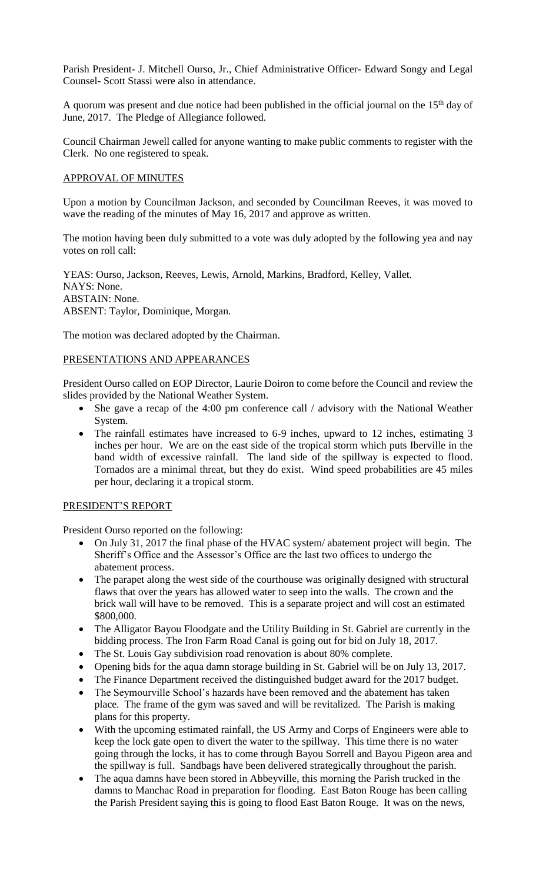Parish President- J. Mitchell Ourso, Jr., Chief Administrative Officer- Edward Songy and Legal Counsel- Scott Stassi were also in attendance.

A quorum was present and due notice had been published in the official journal on the 15th day of June, 2017. The Pledge of Allegiance followed.

Council Chairman Jewell called for anyone wanting to make public comments to register with the Clerk. No one registered to speak.

## APPROVAL OF MINUTES

Upon a motion by Councilman Jackson, and seconded by Councilman Reeves, it was moved to wave the reading of the minutes of May 16, 2017 and approve as written.

The motion having been duly submitted to a vote was duly adopted by the following yea and nay votes on roll call:

YEAS: Ourso, Jackson, Reeves, Lewis, Arnold, Markins, Bradford, Kelley, Vallet.
NAYS: None.
ABSTAIN: None.
ABSENT: Taylor, Dominique, Morgan.

The motion was declared adopted by the Chairman.

## PRESENTATIONS AND APPEARANCES

President Ourso called on EOP Director, Laurie Doiron to come before the Council and review the slides provided by the National Weather System.

- She gave a recap of the 4:00 pm conference call / advisory with the National Weather System.
- The rainfall estimates have increased to 6-9 inches, upward to 12 inches, estimating 3 inches per hour. We are on the east side of the tropical storm which puts Iberville in the band width of excessive rainfall. The land side of the spillway is expected to flood. Tornados are a minimal threat, but they do exist. Wind speed probabilities are 45 miles per hour, declaring it a tropical storm.

## PRESIDENT'S REPORT

President Ourso reported on the following:

- On July 31, 2017 the final phase of the HVAC system/ abatement project will begin. The Sheriff's Office and the Assessor's Office are the last two offices to undergo the abatement process.
- The parapet along the west side of the courthouse was originally designed with structural flaws that over the years has allowed water to seep into the walls. The crown and the brick wall will have to be removed. This is a separate project and will cost an estimated \$800,000.
- The Alligator Bayou Floodgate and the Utility Building in St. Gabriel are currently in the bidding process. The Iron Farm Road Canal is going out for bid on July 18, 2017.
- The St. Louis Gay subdivision road renovation is about 80% complete.
- Opening bids for the aqua damn storage building in St. Gabriel will be on July 13, 2017.
- The Finance Department received the distinguished budget award for the 2017 budget.
- The Seymourville School's hazards have been removed and the abatement has taken place. The frame of the gym was saved and will be revitalized. The Parish is making plans for this property.
- With the upcoming estimated rainfall, the US Army and Corps of Engineers were able to keep the lock gate open to divert the water to the spillway. This time there is no water going through the locks, it has to come through Bayou Sorrell and Bayou Pigeon area and the spillway is full. Sandbags have been delivered strategically throughout the parish.
- The aqua damns have been stored in Abbeyville, this morning the Parish trucked in the damns to Manchac Road in preparation for flooding. East Baton Rouge has been calling the Parish President saying this is going to flood East Baton Rouge. It was on the news,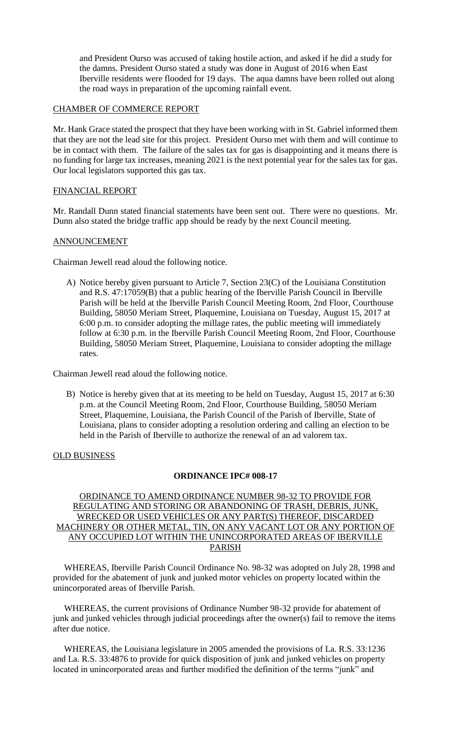and President Ourso was accused of taking hostile action, and asked if he did a study for the damns. President Ourso stated a study was done in August of 2016 when East Iberville residents were flooded for 19 days. The aqua damns have been rolled out along the road ways in preparation of the upcoming rainfall event.

## CHAMBER OF COMMERCE REPORT

Mr. Hank Grace stated the prospect that they have been working with in St. Gabriel informed them that they are not the lead site for this project. President Ourso met with them and will continue to be in contact with them. The failure of the sales tax for gas is disappointing and it means there is no funding for large tax increases, meaning 2021 is the next potential year for the sales tax for gas. Our local legislators supported this gas tax.

## FINANCIAL REPORT

Mr. Randall Dunn stated financial statements have been sent out. There were no questions. Mr. Dunn also stated the bridge traffic app should be ready by the next Council meeting.

## ANNOUNCEMENT

Chairman Jewell read aloud the following notice.

A) Notice hereby given pursuant to Article 7, Section 23(C) of the Louisiana Constitution and R.S. 47:17059(B) that a public hearing of the Iberville Parish Council in Iberville Parish will be held at the Iberville Parish Council Meeting Room, 2nd Floor, Courthouse Building, 58050 Meriam Street, Plaquemine, Louisiana on Tuesday, August 15, 2017 at 6:00 p.m. to consider adopting the millage rates, the public meeting will immediately follow at 6:30 p.m. in the Iberville Parish Council Meeting Room, 2nd Floor, Courthouse Building, 58050 Meriam Street, Plaquemine, Louisiana to consider adopting the millage rates.

Chairman Jewell read aloud the following notice.

B) Notice is hereby given that at its meeting to be held on Tuesday, August 15, 2017 at 6:30 p.m. at the Council Meeting Room, 2nd Floor, Courthouse Building, 58050 Meriam Street, Plaquemine, Louisiana, the Parish Council of the Parish of Iberville, State of Louisiana, plans to consider adopting a resolution ordering and calling an election to be held in the Parish of Iberville to authorize the renewal of an ad valorem tax.

## OLD BUSINESS

**ORDINANCE IPC# 008-17**

ORDINANCE TO AMEND ORDINANCE NUMBER 98-32 TO PROVIDE FOR REGULATING AND STORING OR ABANDONING OF TRASH, DEBRIS, JUNK, WRECKED OR USED VEHICLES OR ANY PART(S) THEREOF, DISCARDED MACHINERY OR OTHER METAL, TIN, ON ANY VACANT LOT OR ANY PORTION OF ANY OCCUPIED LOT WITHIN THE UNINCORPORATED AREAS OF IBERVILLE PARISH

WHEREAS, Iberville Parish Council Ordinance No. 98-32 was adopted on July 28, 1998 and provided for the abatement of junk and junked motor vehicles on property located within the unincorporated areas of Iberville Parish.

WHEREAS, the current provisions of Ordinance Number 98-32 provide for abatement of junk and junked vehicles through judicial proceedings after the owner(s) fail to remove the items after due notice.

WHEREAS, the Louisiana legislature in 2005 amended the provisions of La. R.S. 33:1236 and La. R.S. 33:4876 to provide for quick disposition of junk and junked vehicles on property located in unincorporated areas and further modified the definition of the terms "junk" and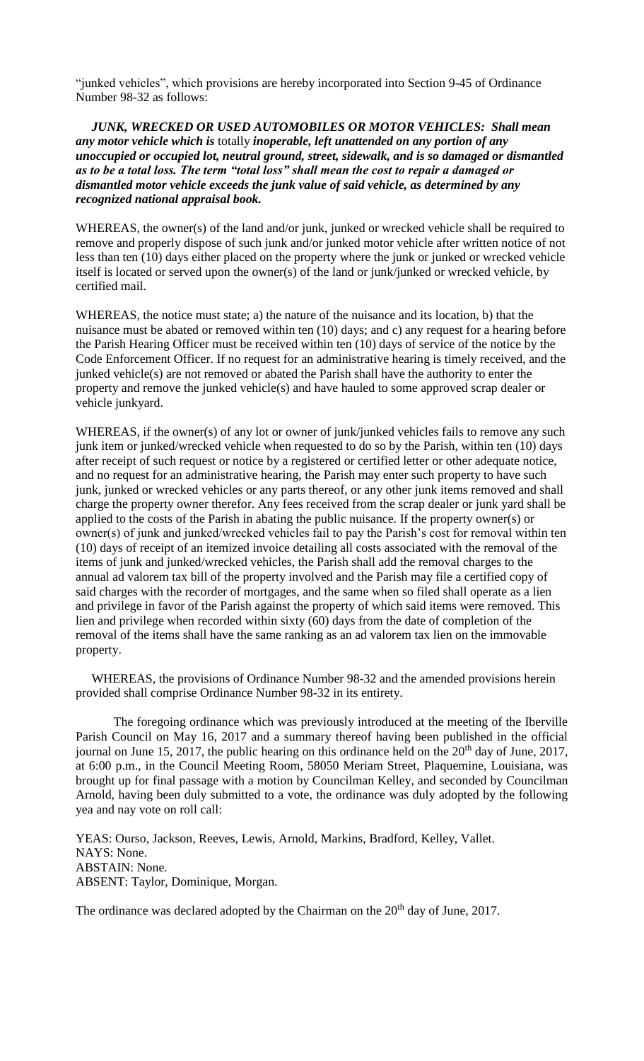"junked vehicles", which provisions are hereby incorporated into Section 9-45 of Ordinance Number 98-32 as follows:

***JUNK, WRECKED OR USED AUTOMOBILES OR MOTOR VEHICLES: Shall mean any motor vehicle which is*** totally ***inoperable, left unattended on any portion of any unoccupied or occupied lot, neutral ground, street, sidewalk, and is so damaged or dismantled as to be a total loss. The term "total loss" shall mean the cost to repair a damaged or dismantled motor vehicle exceeds the junk value of said vehicle, as determined by any recognized national appraisal book.***

WHEREAS, the owner(s) of the land and/or junk, junked or wrecked vehicle shall be required to remove and properly dispose of such junk and/or junked motor vehicle after written notice of not less than ten (10) days either placed on the property where the junk or junked or wrecked vehicle itself is located or served upon the owner(s) of the land or junk/junked or wrecked vehicle, by certified mail.

WHEREAS, the notice must state; a) the nature of the nuisance and its location, b) that the nuisance must be abated or removed within ten (10) days; and c) any request for a hearing before the Parish Hearing Officer must be received within ten (10) days of service of the notice by the Code Enforcement Officer. If no request for an administrative hearing is timely received, and the junked vehicle(s) are not removed or abated the Parish shall have the authority to enter the property and remove the junked vehicle(s) and have hauled to some approved scrap dealer or vehicle junkyard.

WHEREAS, if the owner(s) of any lot or owner of junk/junked vehicles fails to remove any such junk item or junked/wrecked vehicle when requested to do so by the Parish, within ten (10) days after receipt of such request or notice by a registered or certified letter or other adequate notice, and no request for an administrative hearing, the Parish may enter such property to have such junk, junked or wrecked vehicles or any parts thereof, or any other junk items removed and shall charge the property owner therefor. Any fees received from the scrap dealer or junk yard shall be applied to the costs of the Parish in abating the public nuisance. If the property owner(s) or owner(s) of junk and junked/wrecked vehicles fail to pay the Parish's cost for removal within ten (10) days of receipt of an itemized invoice detailing all costs associated with the removal of the items of junk and junked/wrecked vehicles, the Parish shall add the removal charges to the annual ad valorem tax bill of the property involved and the Parish may file a certified copy of said charges with the recorder of mortgages, and the same when so filed shall operate as a lien and privilege in favor of the Parish against the property of which said items were removed. This lien and privilege when recorded within sixty (60) days from the date of completion of the removal of the items shall have the same ranking as an ad valorem tax lien on the immovable property.

WHEREAS, the provisions of Ordinance Number 98-32 and the amended provisions herein provided shall comprise Ordinance Number 98-32 in its entirety.

The foregoing ordinance which was previously introduced at the meeting of the Iberville Parish Council on May 16, 2017 and a summary thereof having been published in the official journal on June 15, 2017, the public hearing on this ordinance held on the 20th day of June, 2017, at 6:00 p.m., in the Council Meeting Room, 58050 Meriam Street, Plaquemine, Louisiana, was brought up for final passage with a motion by Councilman Kelley, and seconded by Councilman Arnold, having been duly submitted to a vote, the ordinance was duly adopted by the following yea and nay vote on roll call:

YEAS: Ourso, Jackson, Reeves, Lewis, Arnold, Markins, Bradford, Kelley, Vallet.
NAYS: None.
ABSTAIN: None.
ABSENT: Taylor, Dominique, Morgan.

The ordinance was declared adopted by the Chairman on the 20th day of June, 2017.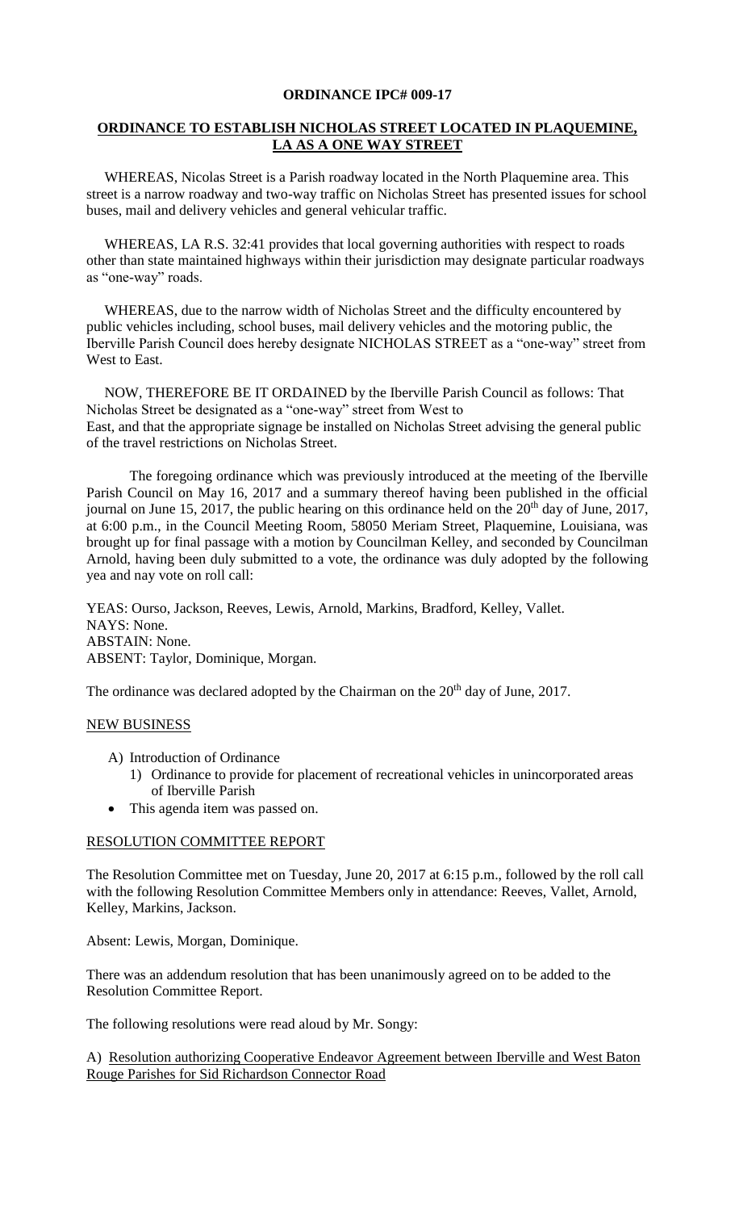**ORDINANCE IPC# 009-17**

**ORDINANCE TO ESTABLISH NICHOLAS STREET LOCATED IN PLAQUEMINE, LA AS A ONE WAY STREET**

WHEREAS, Nicolas Street is a Parish roadway located in the North Plaquemine area. This street is a narrow roadway and two-way traffic on Nicholas Street has presented issues for school buses, mail and delivery vehicles and general vehicular traffic.

WHEREAS, LA R.S. 32:41 provides that local governing authorities with respect to roads other than state maintained highways within their jurisdiction may designate particular roadways as "one-way" roads.

WHEREAS, due to the narrow width of Nicholas Street and the difficulty encountered by public vehicles including, school buses, mail delivery vehicles and the motoring public, the Iberville Parish Council does hereby designate NICHOLAS STREET as a "one-way" street from West to East.

NOW, THEREFORE BE IT ORDAINED by the Iberville Parish Council as follows: That Nicholas Street be designated as a "one-way" street from West to East, and that the appropriate signage be installed on Nicholas Street advising the general public of the travel restrictions on Nicholas Street.

The foregoing ordinance which was previously introduced at the meeting of the Iberville Parish Council on May 16, 2017 and a summary thereof having been published in the official journal on June 15, 2017, the public hearing on this ordinance held on the 20th day of June, 2017, at 6:00 p.m., in the Council Meeting Room, 58050 Meriam Street, Plaquemine, Louisiana, was brought up for final passage with a motion by Councilman Kelley, and seconded by Councilman Arnold, having been duly submitted to a vote, the ordinance was duly adopted by the following yea and nay vote on roll call:

YEAS: Ourso, Jackson, Reeves, Lewis, Arnold, Markins, Bradford, Kelley, Vallet.
NAYS: None.
ABSTAIN: None.
ABSENT: Taylor, Dominique, Morgan.

The ordinance was declared adopted by the Chairman on the 20th day of June, 2017.

NEW BUSINESS

- A) Introduction of Ordinance
  - 1) Ordinance to provide for placement of recreational vehicles in unincorporated areas of Iberville Parish
- This agenda item was passed on.

RESOLUTION COMMITTEE REPORT

The Resolution Committee met on Tuesday, June 20, 2017 at 6:15 p.m., followed by the roll call with the following Resolution Committee Members only in attendance: Reeves, Vallet, Arnold, Kelley, Markins, Jackson.

Absent: Lewis, Morgan, Dominique.

There was an addendum resolution that has been unanimously agreed on to be added to the Resolution Committee Report.

The following resolutions were read aloud by Mr. Songy:

A) Resolution authorizing Cooperative Endeavor Agreement between Iberville and West Baton Rouge Parishes for Sid Richardson Connector Road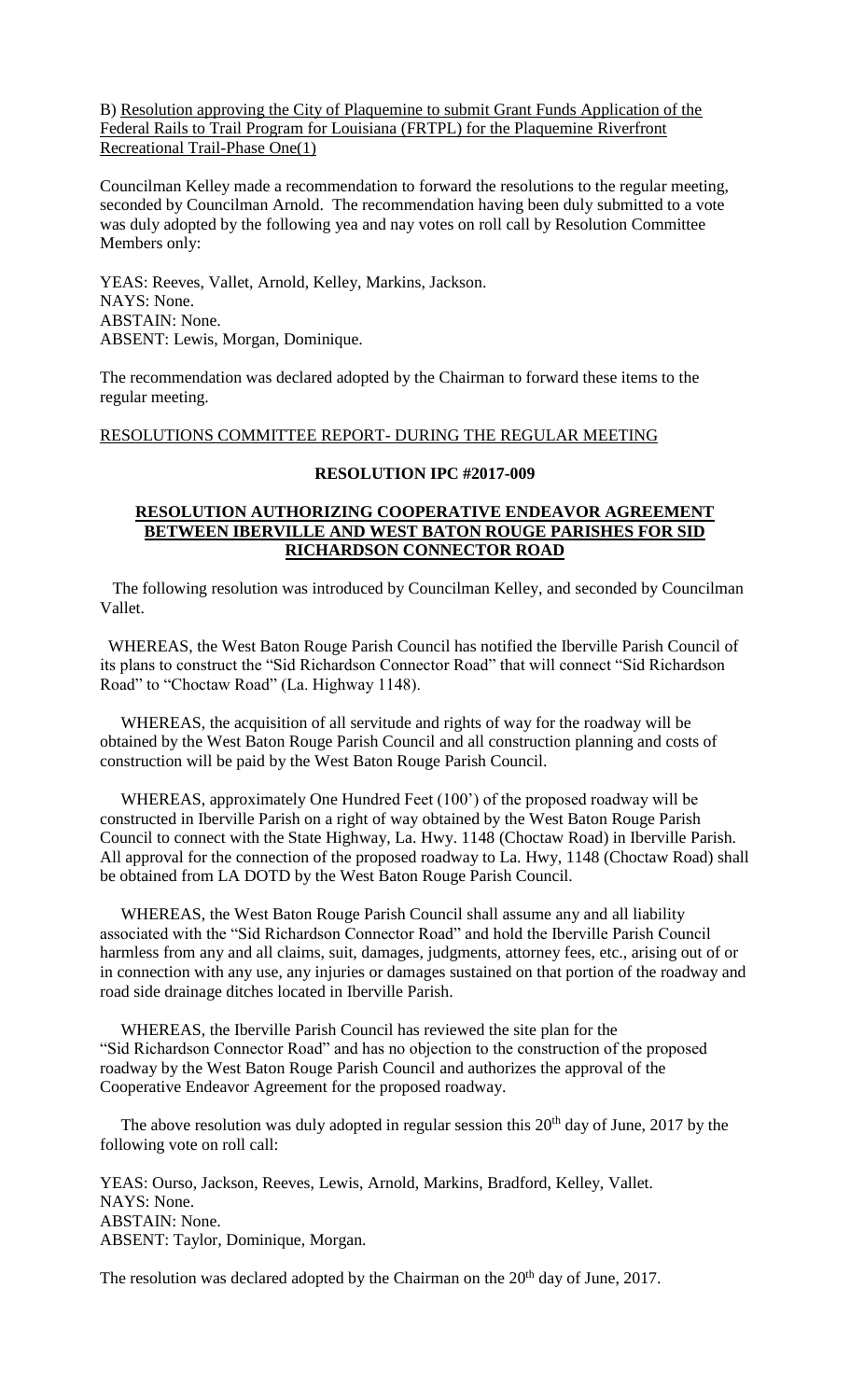B) Resolution approving the City of Plaquemine to submit Grant Funds Application of the Federal Rails to Trail Program for Louisiana (FRTPL) for the Plaquemine Riverfront Recreational Trail-Phase One(1)

Councilman Kelley made a recommendation to forward the resolutions to the regular meeting, seconded by Councilman Arnold. The recommendation having been duly submitted to a vote was duly adopted by the following yea and nay votes on roll call by Resolution Committee Members only:

YEAS: Reeves, Vallet, Arnold, Kelley, Markins, Jackson.
NAYS: None.
ABSTAIN: None.
ABSENT: Lewis, Morgan, Dominique.

The recommendation was declared adopted by the Chairman to forward these items to the regular meeting.

RESOLUTIONS COMMITTEE REPORT- DURING THE REGULAR MEETING

**RESOLUTION IPC #2017-009**

**RESOLUTION AUTHORIZING COOPERATIVE ENDEAVOR AGREEMENT BETWEEN IBERVILLE AND WEST BATON ROUGE PARISHES FOR SID RICHARDSON CONNECTOR ROAD**

The following resolution was introduced by Councilman Kelley, and seconded by Councilman Vallet.

WHEREAS, the West Baton Rouge Parish Council has notified the Iberville Parish Council of its plans to construct the "Sid Richardson Connector Road" that will connect "Sid Richardson Road" to "Choctaw Road" (La. Highway 1148).

WHEREAS, the acquisition of all servitude and rights of way for the roadway will be obtained by the West Baton Rouge Parish Council and all construction planning and costs of construction will be paid by the West Baton Rouge Parish Council.

WHEREAS, approximately One Hundred Feet (100') of the proposed roadway will be constructed in Iberville Parish on a right of way obtained by the West Baton Rouge Parish Council to connect with the State Highway, La. Hwy. 1148 (Choctaw Road) in Iberville Parish. All approval for the connection of the proposed roadway to La. Hwy, 1148 (Choctaw Road) shall be obtained from LA DOTD by the West Baton Rouge Parish Council.

WHEREAS, the West Baton Rouge Parish Council shall assume any and all liability associated with the "Sid Richardson Connector Road" and hold the Iberville Parish Council harmless from any and all claims, suit, damages, judgments, attorney fees, etc., arising out of or in connection with any use, any injuries or damages sustained on that portion of the roadway and road side drainage ditches located in Iberville Parish.

WHEREAS, the Iberville Parish Council has reviewed the site plan for the "Sid Richardson Connector Road" and has no objection to the construction of the proposed roadway by the West Baton Rouge Parish Council and authorizes the approval of the Cooperative Endeavor Agreement for the proposed roadway.

The above resolution was duly adopted in regular session this 20th day of June, 2017 by the following vote on roll call:

YEAS: Ourso, Jackson, Reeves, Lewis, Arnold, Markins, Bradford, Kelley, Vallet.
NAYS: None.
ABSTAIN: None.
ABSENT: Taylor, Dominique, Morgan.

The resolution was declared adopted by the Chairman on the 20th day of June, 2017.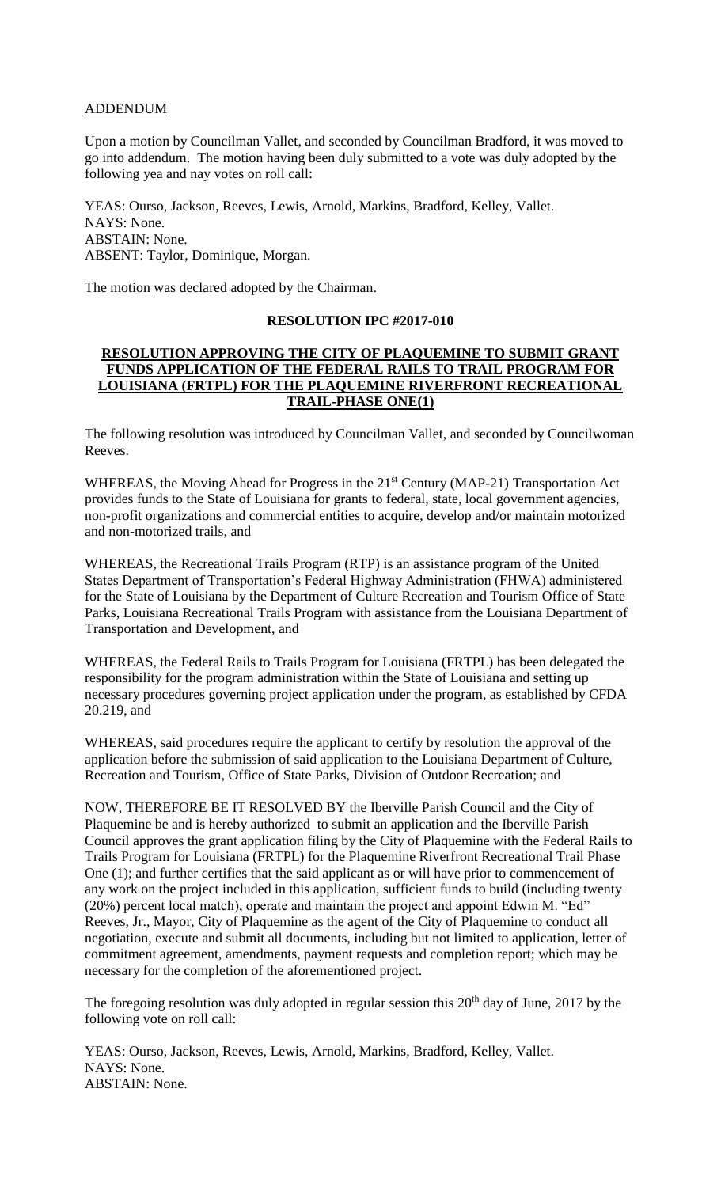ADDENDUM

Upon a motion by Councilman Vallet, and seconded by Councilman Bradford, it was moved to go into addendum. The motion having been duly submitted to a vote was duly adopted by the following yea and nay votes on roll call:

YEAS: Ourso, Jackson, Reeves, Lewis, Arnold, Markins, Bradford, Kelley, Vallet.
NAYS: None.
ABSTAIN: None.
ABSENT: Taylor, Dominique, Morgan.

The motion was declared adopted by the Chairman.

**RESOLUTION IPC #2017-010**

**RESOLUTION APPROVING THE CITY OF PLAQUEMINE TO SUBMIT GRANT FUNDS APPLICATION OF THE FEDERAL RAILS TO TRAIL PROGRAM FOR LOUISIANA (FRTPL) FOR THE PLAQUEMINE RIVERFRONT RECREATIONAL TRAIL-PHASE ONE(1)**

The following resolution was introduced by Councilman Vallet, and seconded by Councilwoman Reeves.

WHEREAS, the Moving Ahead for Progress in the 21st Century (MAP-21) Transportation Act provides funds to the State of Louisiana for grants to federal, state, local government agencies, non-profit organizations and commercial entities to acquire, develop and/or maintain motorized and non-motorized trails, and

WHEREAS, the Recreational Trails Program (RTP) is an assistance program of the United States Department of Transportation's Federal Highway Administration (FHWA) administered for the State of Louisiana by the Department of Culture Recreation and Tourism Office of State Parks, Louisiana Recreational Trails Program with assistance from the Louisiana Department of Transportation and Development, and

WHEREAS, the Federal Rails to Trails Program for Louisiana (FRTPL) has been delegated the responsibility for the program administration within the State of Louisiana and setting up necessary procedures governing project application under the program, as established by CFDA 20.219, and

WHEREAS, said procedures require the applicant to certify by resolution the approval of the application before the submission of said application to the Louisiana Department of Culture, Recreation and Tourism, Office of State Parks, Division of Outdoor Recreation; and

NOW, THEREFORE BE IT RESOLVED BY the Iberville Parish Council and the City of Plaquemine be and is hereby authorized to submit an application and the Iberville Parish Council approves the grant application filing by the City of Plaquemine with the Federal Rails to Trails Program for Louisiana (FRTPL) for the Plaquemine Riverfront Recreational Trail Phase One (1); and further certifies that the said applicant as or will have prior to commencement of any work on the project included in this application, sufficient funds to build (including twenty (20%) percent local match), operate and maintain the project and appoint Edwin M. "Ed" Reeves, Jr., Mayor, City of Plaquemine as the agent of the City of Plaquemine to conduct all negotiation, execute and submit all documents, including but not limited to application, letter of commitment agreement, amendments, payment requests and completion report; which may be necessary for the completion of the aforementioned project.

The foregoing resolution was duly adopted in regular session this 20th day of June, 2017 by the following vote on roll call:

YEAS: Ourso, Jackson, Reeves, Lewis, Arnold, Markins, Bradford, Kelley, Vallet.
NAYS: None.
ABSTAIN: None.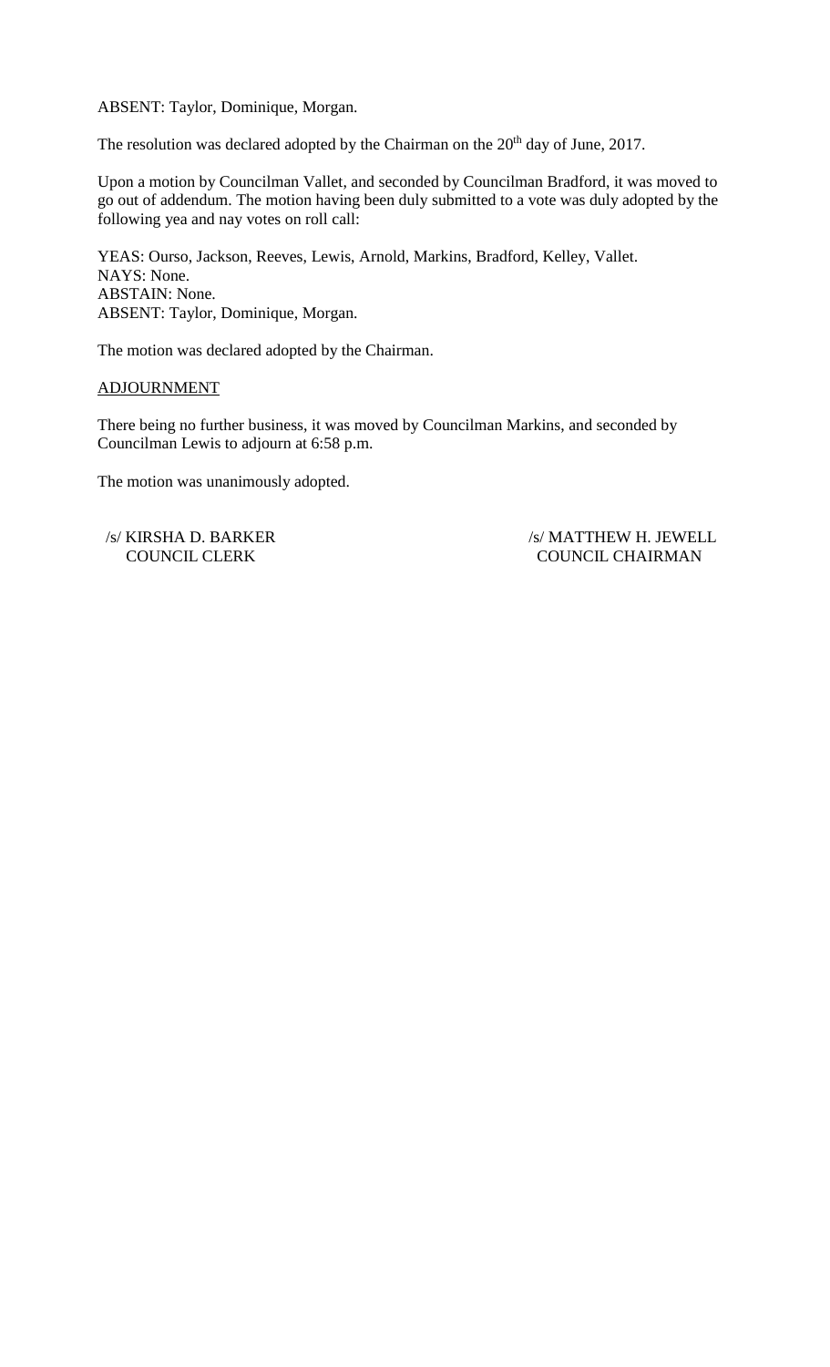ABSENT: Taylor, Dominique, Morgan.

The resolution was declared adopted by the Chairman on the 20th day of June, 2017.

Upon a motion by Councilman Vallet, and seconded by Councilman Bradford, it was moved to go out of addendum. The motion having been duly submitted to a vote was duly adopted by the following yea and nay votes on roll call:

YEAS: Ourso, Jackson, Reeves, Lewis, Arnold, Markins, Bradford, Kelley, Vallet.
NAYS: None.
ABSTAIN: None.
ABSENT: Taylor, Dominique, Morgan.

The motion was declared adopted by the Chairman.

ADJOURNMENT

There being no further business, it was moved by Councilman Markins, and seconded by Councilman Lewis to adjourn at 6:58 p.m.

The motion was unanimously adopted.

/s/ KIRSHA D. BARKER
COUNCIL CLERK

/s/ MATTHEW H. JEWELL
COUNCIL CHAIRMAN